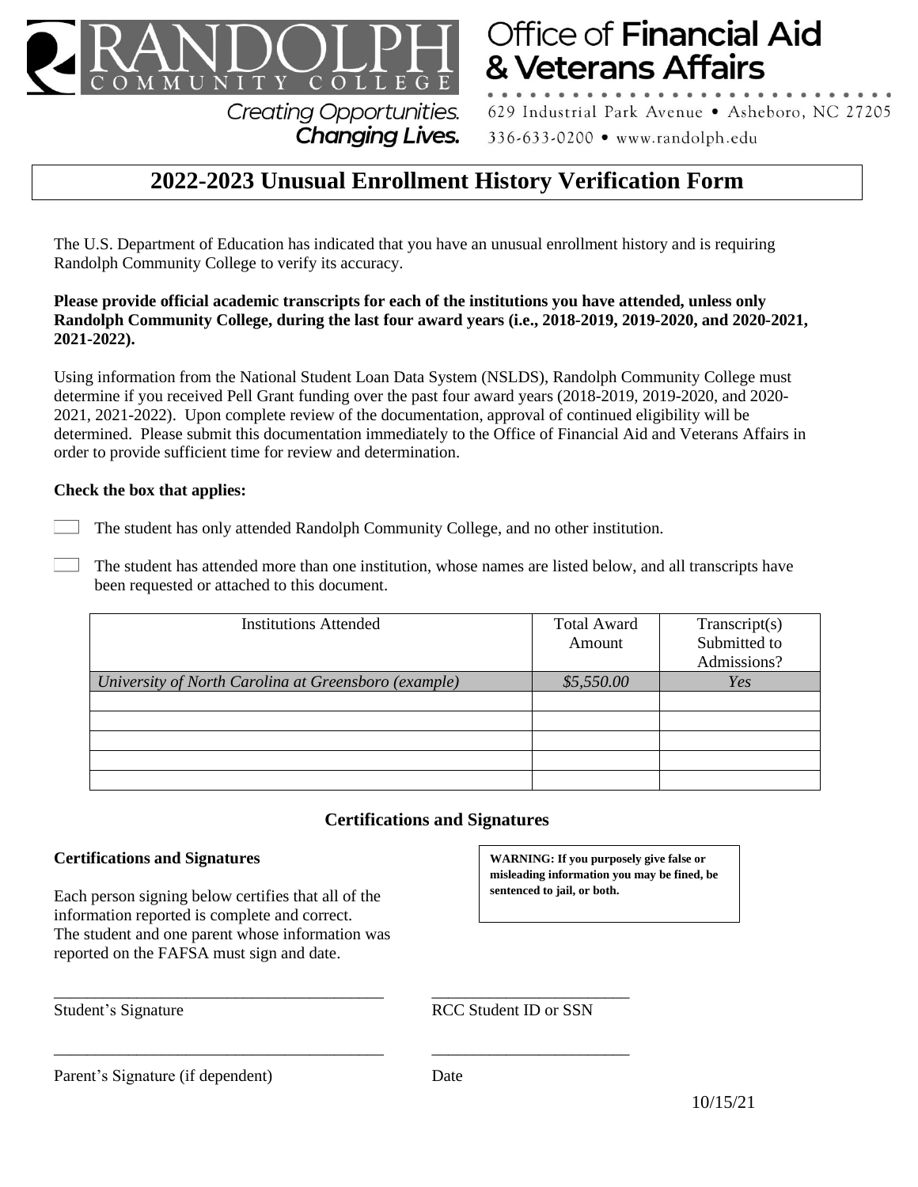**RANDOLPH COMMUNITY COLLEGE**

*Creating Opportunities. Changing Lives.*

**Office of Financial Aid & Veterans Affairs**

629 Industrial Park Avenue • Asheboro, NC 27205

336-633-0200 • www.randolph.edu

# 2022-2023 Unusual Enrollment History Verification Form

The U.S. Department of Education has indicated that you have an unusual enrollment history and is requiring Randolph Community College to verify its accuracy.

**Please provide official academic transcripts for each of the institutions you have attended, unless only Randolph Community College, during the last four award years (i.e., 2018-2019, 2019-2020, and 2020-2021, 2021-2022).**

Using information from the National Student Loan Data System (NSLDS), Randolph Community College must determine if you received Pell Grant funding over the past four award years (2018-2019, 2019-2020, and 2020-2021, 2021-2022). Upon complete review of the documentation, approval of continued eligibility will be determined. Please submit this documentation immediately to the Office of Financial Aid and Veterans Affairs in order to provide sufficient time for review and determination.

**Check the box that applies:**

☐ The student has only attended Randolph Community College, and no other institution.

☐ The student has attended more than one institution, whose names are listed below, and all transcripts have been requested or attached to this document.

| Institutions Attended | Total Award Amount | Transcript(s) Submitted to Admissions? |
|---|---|---|
| *University of North Carolina at Greensboro (example)* | *$5,550.00* | *Yes* |
| | | |
| | | |
| | | |
| | | |
| | | |

## Certifications and Signatures

**Certifications and Signatures**

Each person signing below certifies that all of the information reported is complete and correct. The student and one parent whose information was reported on the FAFSA must sign and date.

**WARNING: If you purposely give false or misleading information you may be fined, be sentenced to jail, or both.**

_______________________________________ Student's Signature

_______________________ RCC Student ID or SSN

_______________________________________ Parent's Signature (if dependent)

_______________________ Date

10/15/21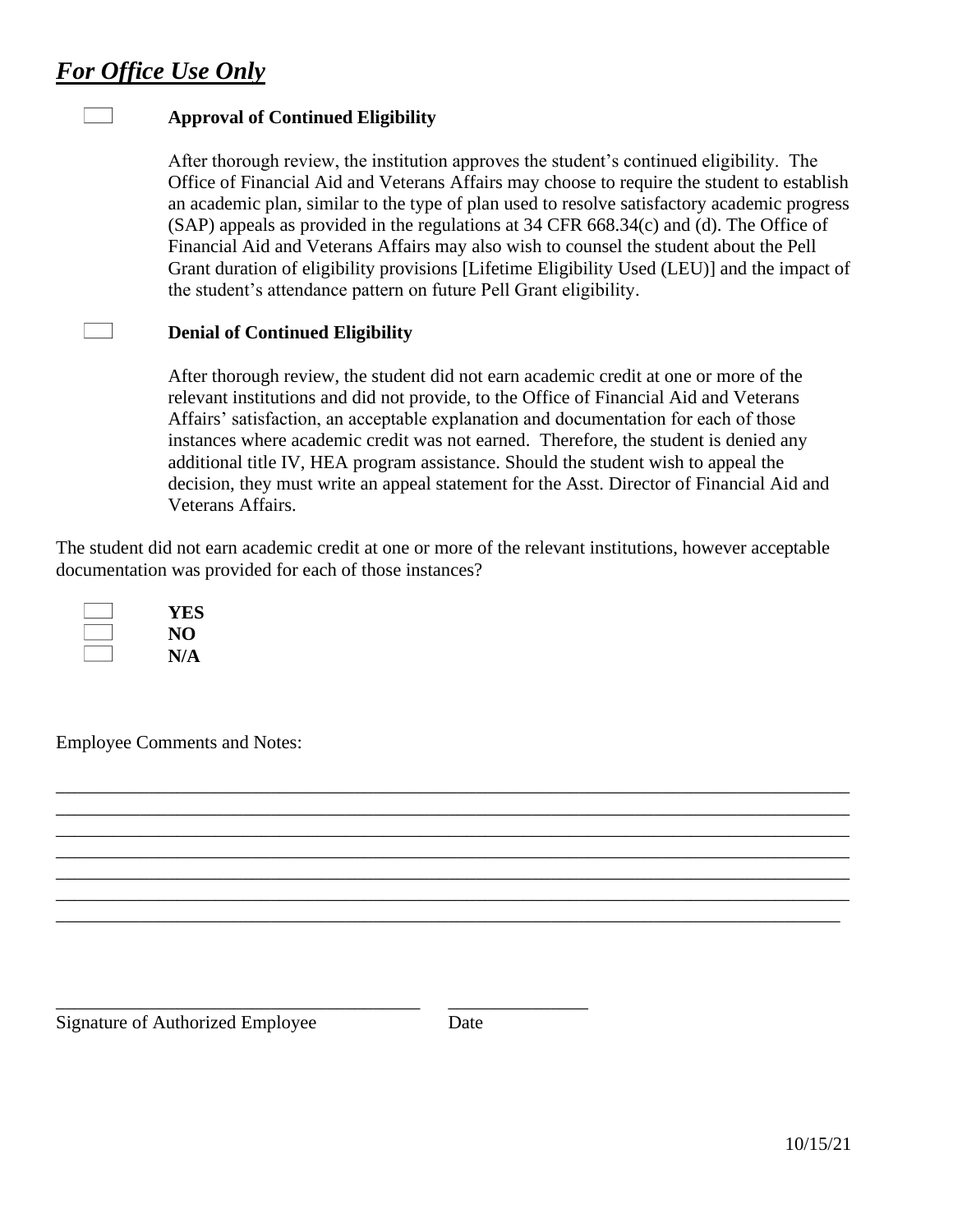## ***For Office Use Only***

☐ **Approval of Continued Eligibility**

After thorough review, the institution approves the student's continued eligibility. The Office of Financial Aid and Veterans Affairs may choose to require the student to establish an academic plan, similar to the type of plan used to resolve satisfactory academic progress (SAP) appeals as provided in the regulations at 34 CFR 668.34(c) and (d). The Office of Financial Aid and Veterans Affairs may also wish to counsel the student about the Pell Grant duration of eligibility provisions [Lifetime Eligibility Used (LEU)] and the impact of the student's attendance pattern on future Pell Grant eligibility.

☐ **Denial of Continued Eligibility**

After thorough review, the student did not earn academic credit at one or more of the relevant institutions and did not provide, to the Office of Financial Aid and Veterans Affairs' satisfaction, an acceptable explanation and documentation for each of those instances where academic credit was not earned. Therefore, the student is denied any additional title IV, HEA program assistance. Should the student wish to appeal the decision, they must write an appeal statement for the Asst. Director of Financial Aid and Veterans Affairs.

The student did not earn academic credit at one or more of the relevant institutions, however acceptable documentation was provided for each of those instances?

☐ **YES**
☐ **NO**
☐ **N/A**

Employee Comments and Notes:

_______________________________________________________________________________
_______________________________________________________________________________
_______________________________________________________________________________
_______________________________________________________________________________
_______________________________________________________________________________
_______________________________________________________________________________
_______________________________________________________________________________

_________________________________________ _______________
Signature of Authorized Employee Date

10/15/21